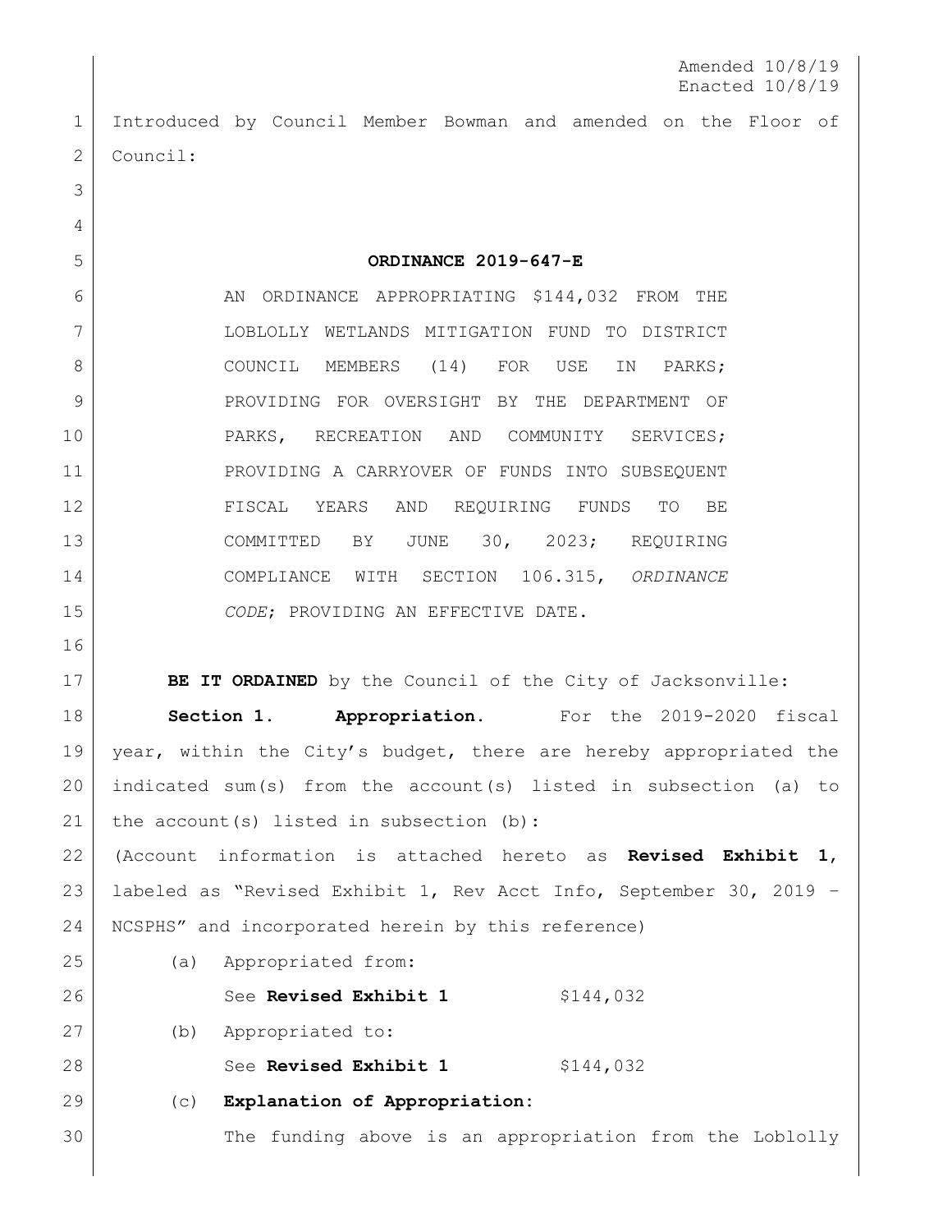Amended 10/8/19
Enacted 10/8/19

Introduced by Council Member Bowman and amended on the Floor of Council:

**ORDINANCE 2019-647-E**

AN ORDINANCE APPROPRIATING $144,032 FROM THE LOBLOLLY WETLANDS MITIGATION FUND TO DISTRICT COUNCIL MEMBERS (14) FOR USE IN PARKS; PROVIDING FOR OVERSIGHT BY THE DEPARTMENT OF PARKS, RECREATION AND COMMUNITY SERVICES; PROVIDING A CARRYOVER OF FUNDS INTO SUBSEQUENT FISCAL YEARS AND REQUIRING FUNDS TO BE COMMITTED BY JUNE 30, 2023; REQUIRING COMPLIANCE WITH SECTION 106.315, *ORDINANCE CODE*; PROVIDING AN EFFECTIVE DATE.

**BE IT ORDAINED** by the Council of the City of Jacksonville:

**Section 1. Appropriation.** For the 2019-2020 fiscal year, within the City's budget, there are hereby appropriated the indicated sum(s) from the account(s) listed in subsection (a) to the account(s) listed in subsection (b):

(Account information is attached hereto as **Revised Exhibit 1**, labeled as "Revised Exhibit 1, Rev Acct Info, September 30, 2019 – NCSPHS" and incorporated herein by this reference)

(a) Appropriated from:

See **Revised Exhibit 1** $144,032

(b) Appropriated to:

See **Revised Exhibit 1** $144,032

(c) **Explanation of Appropriation:**

The funding above is an appropriation from the Loblolly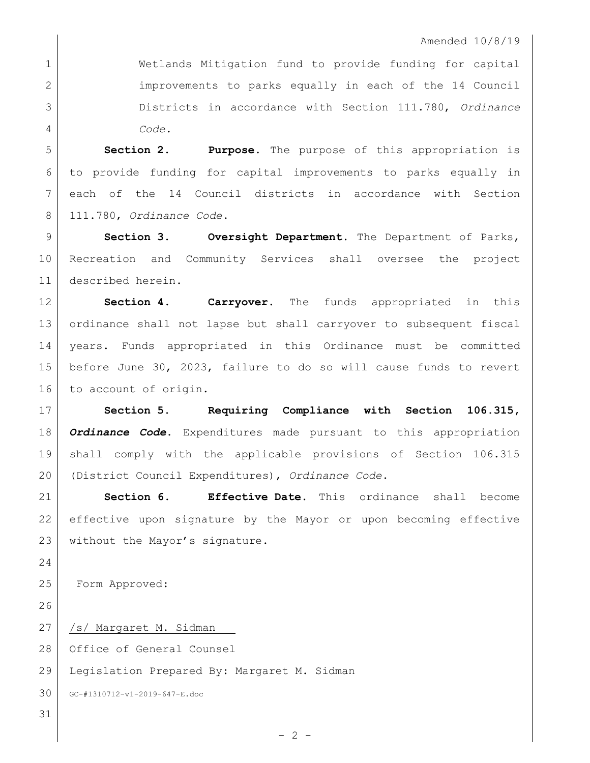Amended 10/8/19

Wetlands Mitigation fund to provide funding for capital improvements to parks equally in each of the 14 Council Districts in accordance with Section 111.780, *Ordinance Code*.

**Section 2. Purpose.** The purpose of this appropriation is to provide funding for capital improvements to parks equally in each of the 14 Council districts in accordance with Section 111.780, *Ordinance Code*.

**Section 3. Oversight Department.** The Department of Parks, Recreation and Community Services shall oversee the project described herein.

**Section 4. Carryover.** The funds appropriated in this ordinance shall not lapse but shall carryover to subsequent fiscal years. Funds appropriated in this Ordinance must be committed before June 30, 2023, failure to do so will cause funds to revert to account of origin.

**Section 5. Requiring Compliance with Section 106.315, *Ordinance Code*.** Expenditures made pursuant to this appropriation shall comply with the applicable provisions of Section 106.315 (District Council Expenditures), *Ordinance Code*.

**Section 6. Effective Date.** This ordinance shall become effective upon signature by the Mayor or upon becoming effective without the Mayor's signature.

Form Approved:

/s/ Margaret M. Sidman

Office of General Counsel

Legislation Prepared By: Margaret M. Sidman

GC-#1310712-v1-2019-647-E.doc